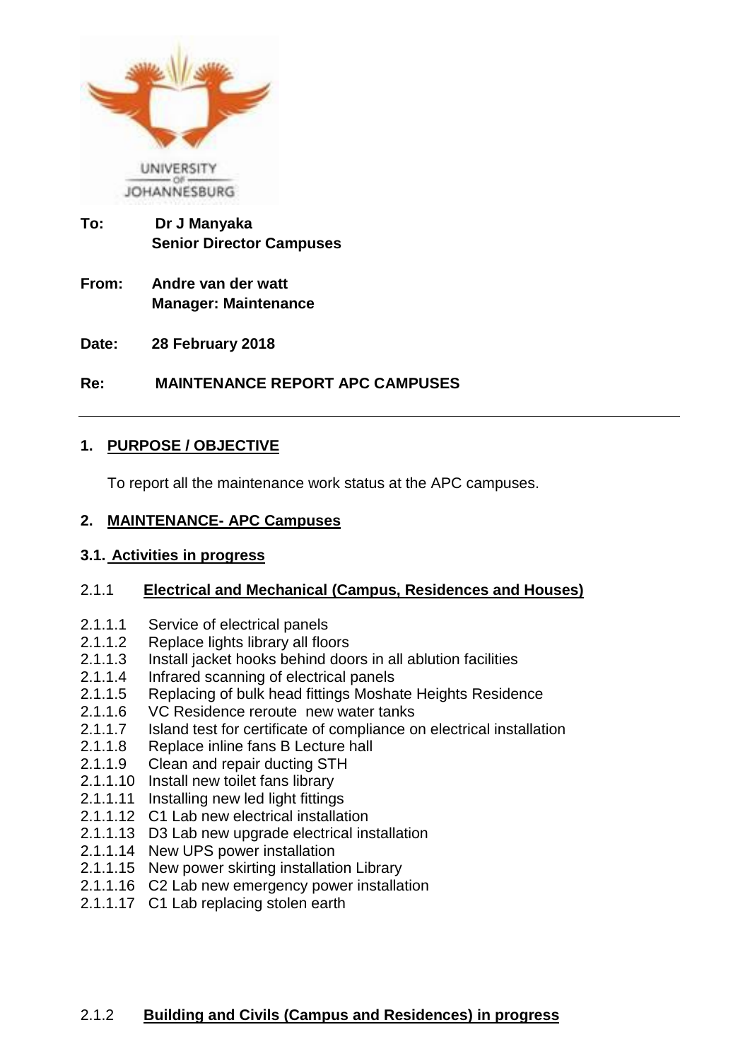UNIVERSITY OF JOHANNESBURG

**To:** **Dr J Manyaka**
**Senior Director Campuses**

**From:** **Andre van der watt**
**Manager: Maintenance**

**Date:** **28 February 2018**

**Re:** **MAINTENANCE REPORT APC CAMPUSES**

---

## 1. PURPOSE / OBJECTIVE

To report all the maintenance work status at the APC campuses.

## 2. MAINTENANCE- APC Campuses

### 3.1. Activities in progress

#### 2.1.1 Electrical and Mechanical (Campus, Residences and Houses)

- 2.1.1.1 Service of electrical panels
- 2.1.1.2 Replace lights library all floors
- 2.1.1.3 Install jacket hooks behind doors in all ablution facilities
- 2.1.1.4 Infrared scanning of electrical panels
- 2.1.1.5 Replacing of bulk head fittings Moshate Heights Residence
- 2.1.1.6 VC Residence reroute new water tanks
- 2.1.1.7 Island test for certificate of compliance on electrical installation
- 2.1.1.8 Replace inline fans B Lecture hall
- 2.1.1.9 Clean and repair ducting STH
- 2.1.1.10 Install new toilet fans library
- 2.1.1.11 Installing new led light fittings
- 2.1.1.12 C1 Lab new electrical installation
- 2.1.1.13 D3 Lab new upgrade electrical installation
- 2.1.1.14 New UPS power installation
- 2.1.1.15 New power skirting installation Library
- 2.1.1.16 C2 Lab new emergency power installation
- 2.1.1.17 C1 Lab replacing stolen earth

#### 2.1.2 Building and Civils (Campus and Residences) in progress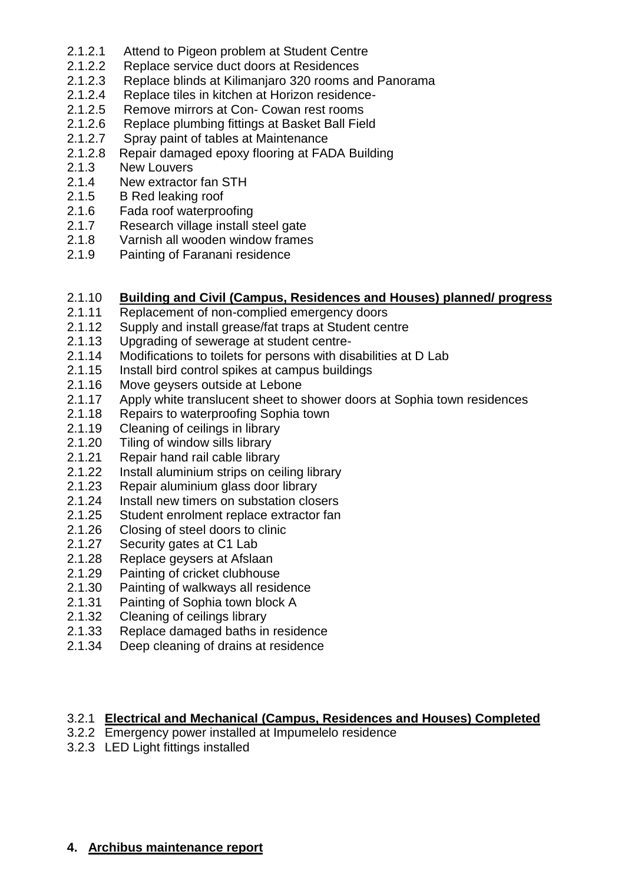2.1.2.1 Attend to Pigeon problem at Student Centre
2.1.2.2 Replace service duct doors at Residences
2.1.2.3 Replace blinds at Kilimanjaro 320 rooms and Panorama
2.1.2.4 Replace tiles in kitchen at Horizon residence-
2.1.2.5 Remove mirrors at Con- Cowan rest rooms
2.1.2.6 Replace plumbing fittings at Basket Ball Field
2.1.2.7 Spray paint of tables at Maintenance
2.1.2.8 Repair damaged epoxy flooring at FADA Building
2.1.3 New Louvers
2.1.4 New extractor fan STH
2.1.5 B Red leaking roof
2.1.6 Fada roof waterproofing
2.1.7 Research village install steel gate
2.1.8 Varnish all wooden window frames
2.1.9 Painting of Faranani residence

2.1.10 **<u>Building and Civil (Campus, Residences and Houses) planned/ progress</u>**
2.1.11 Replacement of non-complied emergency doors
2.1.12 Supply and install grease/fat traps at Student centre
2.1.13 Upgrading of sewerage at student centre-
2.1.14 Modifications to toilets for persons with disabilities at D Lab
2.1.15 Install bird control spikes at campus buildings
2.1.16 Move geysers outside at Lebone
2.1.17 Apply white translucent sheet to shower doors at Sophia town residences
2.1.18 Repairs to waterproofing Sophia town
2.1.19 Cleaning of ceilings in library
2.1.20 Tiling of window sills library
2.1.21 Repair hand rail cable library
2.1.22 Install aluminium strips on ceiling library
2.1.23 Repair aluminium glass door library
2.1.24 Install new timers on substation closers
2.1.25 Student enrolment replace extractor fan
2.1.26 Closing of steel doors to clinic
2.1.27 Security gates at C1 Lab
2.1.28 Replace geysers at Afslaan
2.1.29 Painting of cricket clubhouse
2.1.30 Painting of walkways all residence
2.1.31 Painting of Sophia town block A
2.1.32 Cleaning of ceilings library
2.1.33 Replace damaged baths in residence
2.1.34 Deep cleaning of drains at residence

3.2.1 **<u>Electrical and Mechanical (Campus, Residences and Houses) Completed</u>**
3.2.2 Emergency power installed at Impumelelo residence
3.2.3 LED Light fittings installed

## 4. <u>Archibus maintenance report</u>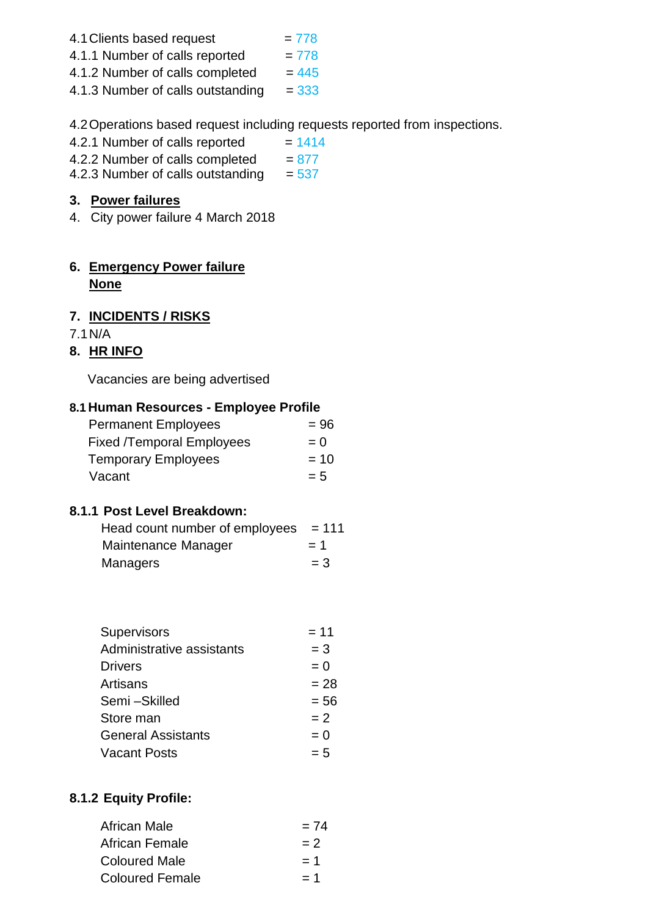4.1 Clients based request = 778

4.1.1 Number of calls reported = 778

4.1.2 Number of calls completed = 445

4.1.3 Number of calls outstanding = 333

4.2 Operations based request including requests reported from inspections.

4.2.1 Number of calls reported = 1414

4.2.2 Number of calls completed = 877

4.2.3 Number of calls outstanding = 537

## 3. Power failures

4. City power failure 4 March 2018

## 6. Emergency Power failure

**None**

## 7. INCIDENTS / RISKS

7.1 N/A

## 8. HR INFO

Vacancies are being advertised

### 8.1 Human Resources - Employee Profile

| | |
|---|---|
| Permanent Employees | = 96 |
| Fixed /Temporal Employees | = 0 |
| Temporary Employees | = 10 |
| Vacant | = 5 |

### 8.1.1 Post Level Breakdown:

| | |
|---|---|
| Head count number of employees | = 111 |
| Maintenance Manager | = 1 |
| Managers | = 3 |
| Supervisors | = 11 |
| Administrative assistants | = 3 |
| Drivers | = 0 |
| Artisans | = 28 |
| Semi –Skilled | = 56 |
| Store man | = 2 |
| General Assistants | = 0 |
| Vacant Posts | = 5 |

### 8.1.2 Equity Profile:

| | |
|---|---|
| African Male | = 74 |
| African Female | = 2 |
| Coloured Male | = 1 |
| Coloured Female | = 1 |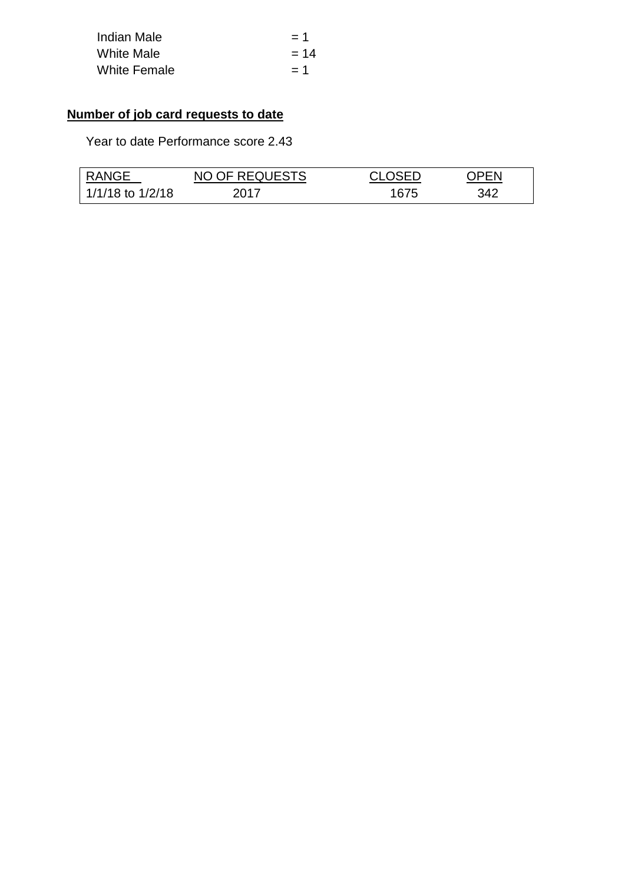Indian Male = 1
White Male = 14
White Female = 1

**Number of job card requests to date**

Year to date Performance score 2.43

| RANGE | NO OF REQUESTS | CLOSED | OPEN |
| --- | --- | --- | --- |
| 1/1/18 to 1/2/18 | 2017 | 1675 | 342 |